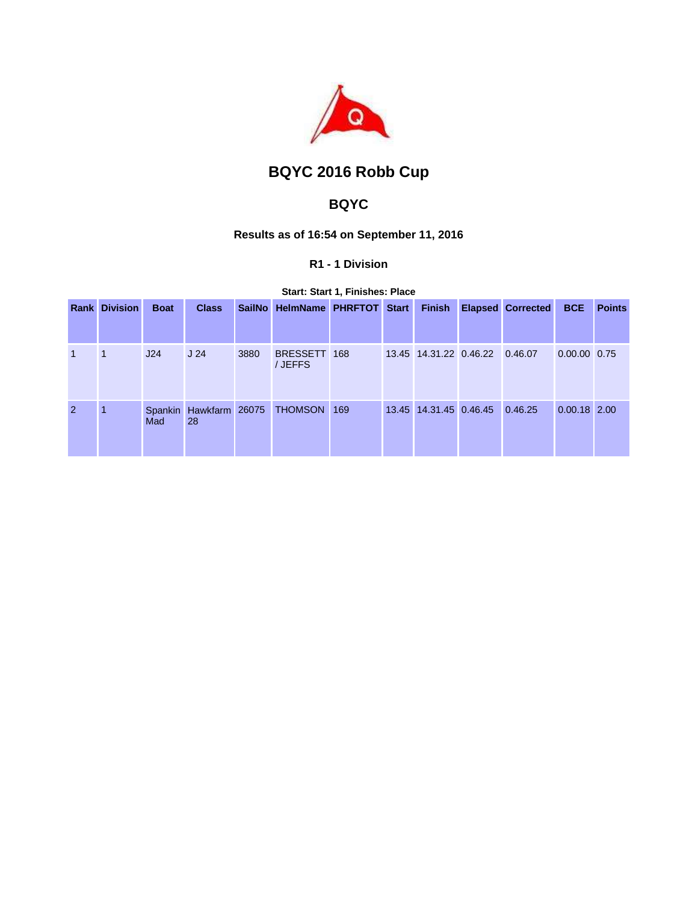# BQYC 2016 Robb Cup

## BQYC

### Results as of 16:54 on September 11, 2016

#### R1 - 1 Division

**Start: Start 1, Finishes: Place**

| Rank | Division | Boat | Class | SailNo | HelmName | PHRFTOT | Start | Finish | Elapsed | Corrected | BCE | Points |
|---|---|---|---|---|---|---|---|---|---|---|---|---|
| 1 | 1 | J24 | J 24 | 3880 | BRESSETT / JEFFS | 168 | 13.45 | 14.31.22 | 0.46.22 | 0.46.07 | 0.00.00 | 0.75 |
| 2 | 1 | Spankin Mad | Hawkfarm 28 | 26075 | THOMSON | 169 | 13.45 | 14.31.45 | 0.46.45 | 0.46.25 | 0.00.18 | 2.00 |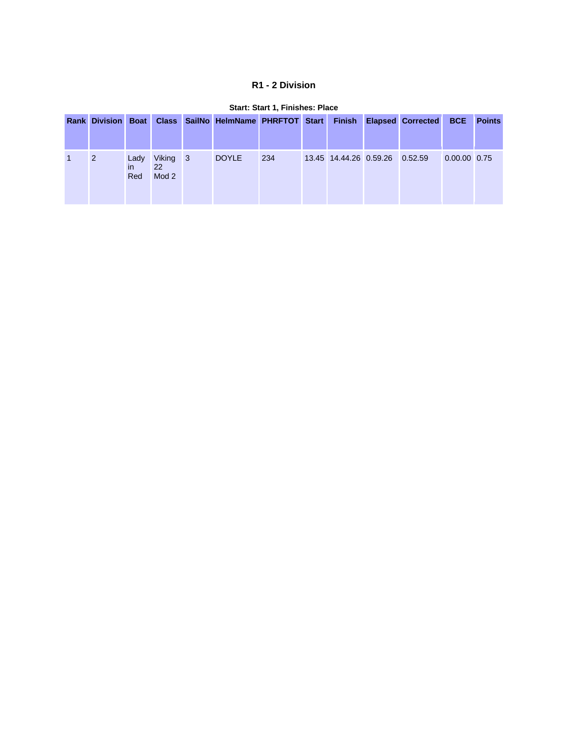### R1 - 2 Division

**Start: Start 1, Finishes: Place**

| Rank | Division | Boat | Class | SailNo | HelmName | PHRFTOT | Start | Finish | Elapsed | Corrected | BCE | Points |
|---|---|---|---|---|---|---|---|---|---|---|---|---|
| 1 | 2 | Lady in Red | Viking 22 Mod 2 | 3 | DOYLE | 234 | 13.45 | 14.44.26 | 0.59.26 | 0.52.59 | 0.00.00 | 0.75 |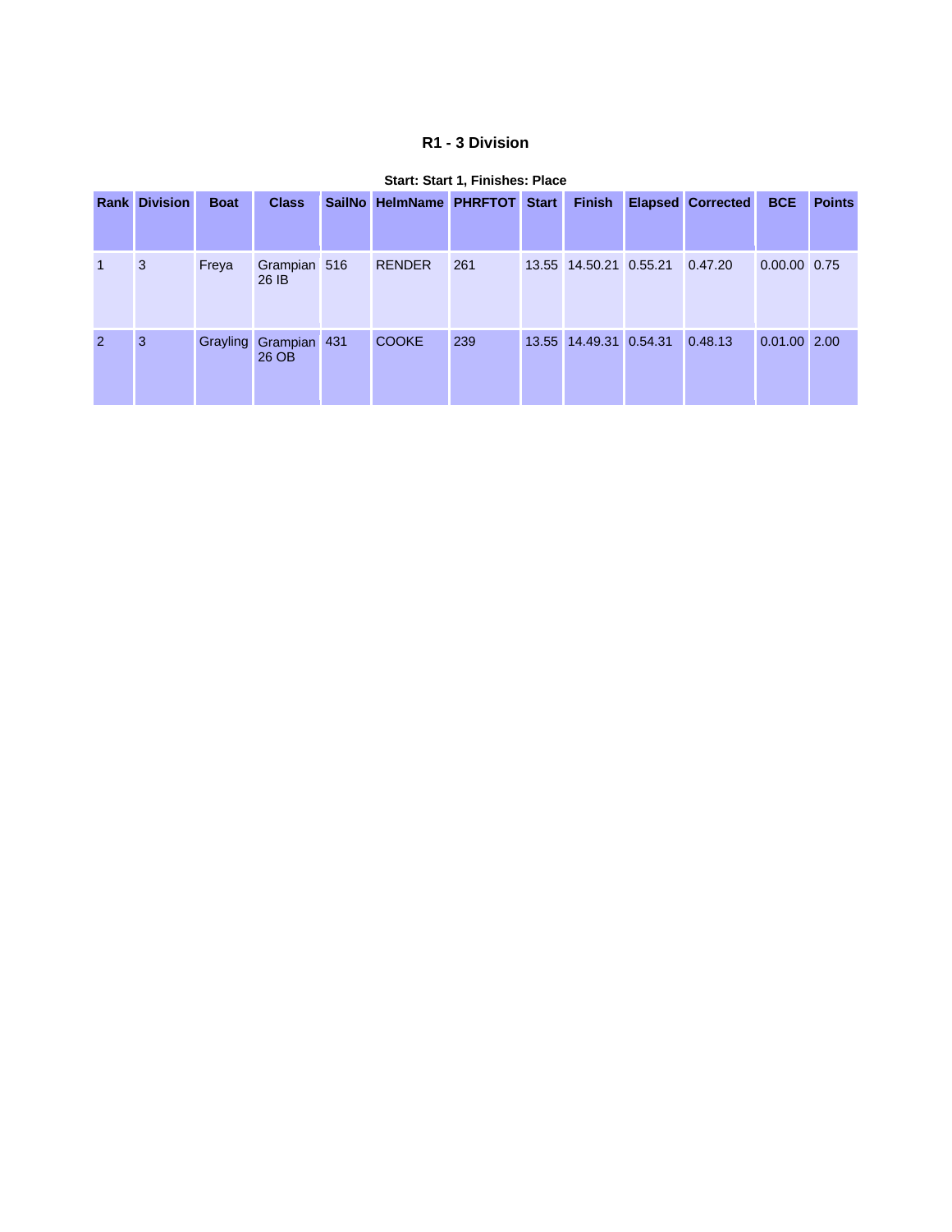### R1 - 3 Division

**Start: Start 1, Finishes: Place**

| Rank | Division | Boat | Class | SailNo | HelmName | PHRFTOT | Start | Finish | Elapsed | Corrected | BCE | Points |
|---|---|---|---|---|---|---|---|---|---|---|---|---|
| 1 | 3 | Freya | Grampian 26 IB | 516 | RENDER | 261 | 13.55 | 14.50.21 | 0.55.21 | 0.47.20 | 0.00.00 | 0.75 |
| 2 | 3 | Grayling | Grampian 26 OB | 431 | COOKE | 239 | 13.55 | 14.49.31 | 0.54.31 | 0.48.13 | 0.01.00 | 2.00 |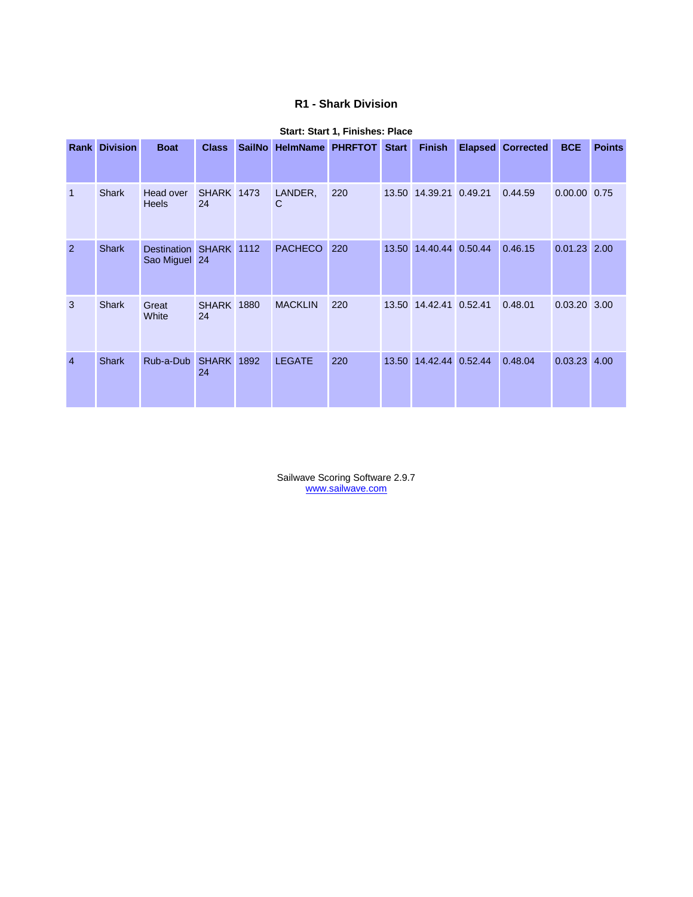### R1 - Shark Division

**Start: Start 1, Finishes: Place**

| Rank | Division | Boat | Class | SailNo | HelmName | PHRFTOT | Start | Finish | Elapsed | Corrected | BCE | Points |
|---|---|---|---|---|---|---|---|---|---|---|---|---|
| 1 | Shark | Head over Heels | SHARK 24 | 1473 | LANDER, C | 220 | 13.50 | 14.39.21 | 0.49.21 | 0.44.59 | 0.00.00 | 0.75 |
| 2 | Shark | Destination Sao Miguel | SHARK 24 | 1112 | PACHECO | 220 | 13.50 | 14.40.44 | 0.50.44 | 0.46.15 | 0.01.23 | 2.00 |
| 3 | Shark | Great White | SHARK 24 | 1880 | MACKLIN | 220 | 13.50 | 14.42.41 | 0.52.41 | 0.48.01 | 0.03.20 | 3.00 |
| 4 | Shark | Rub-a-Dub | SHARK 24 | 1892 | LEGATE | 220 | 13.50 | 14.42.44 | 0.52.44 | 0.48.04 | 0.03.23 | 4.00 |

Sailwave Scoring Software 2.9.7
www.sailwave.com